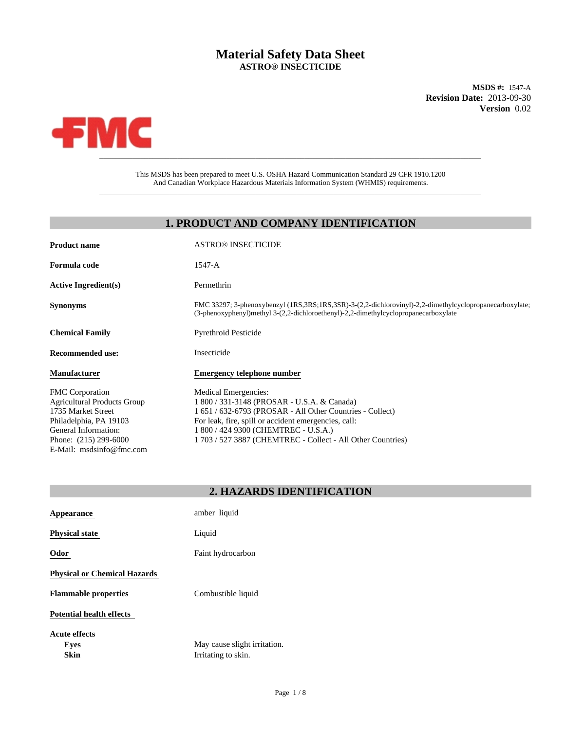# Material Safety Data Sheet

**ASTRO® INSECTICIDE**

**MSDS #:** 1547-A
**Revision Date:** 2013-09-30
**Version** 0.02

FMC

This MSDS has been prepared to meet U.S. OSHA Hazard Communication Standard 29 CFR 1910.1200
And Canadian Workplace Hazardous Materials Information System (WHMIS) requirements.

## 1. PRODUCT AND COMPANY IDENTIFICATION

**Product name** ASTRO® INSECTICIDE

**Formula code** 1547-A

**Active Ingredient(s)** Permethrin

**Synonyms** FMC 33297; 3-phenoxybenzyl (1RS,3RS;1RS,3SR)-3-(2,2-dichlorovinyl)-2,2-dimethylcyclopropanecarboxylate; (3-phenoxyphenyl)methyl 3-(2,2-dichloroethenyl)-2,2-dimethylcyclopropanecarboxylate

**Chemical Family** Pyrethroid Pesticide

**Recommended use:** Insecticide

**Manufacturer**

FMC Corporation
Agricultural Products Group
1735 Market Street
Philadelphia, PA 19103
General Information:
Phone: (215) 299-6000
E-Mail: msdsinfo@fmc.com

**Emergency telephone number**

Medical Emergencies:
1 800 / 331-3148 (PROSAR - U.S.A. & Canada)
1 651 / 632-6793 (PROSAR - All Other Countries - Collect)
For leak, fire, spill or accident emergencies, call:
1 800 / 424 9300 (CHEMTREC - U.S.A.)
1 703 / 527 3887 (CHEMTREC - Collect - All Other Countries)

## 2. HAZARDS IDENTIFICATION

**Appearance** amber liquid

**Physical state** Liquid

**Odor** Faint hydrocarbon

**Physical or Chemical Hazards**

**Flammable properties** Combustible liquid

**Potential health effects**

**Acute effects**

- **Eyes** May cause slight irritation.
- **Skin** Irritating to skin.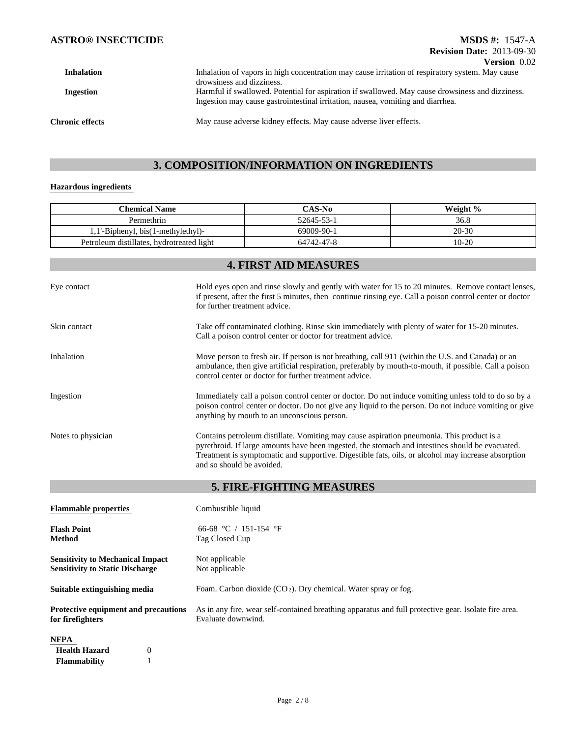**Inhalation** Inhalation of vapors in high concentration may cause irritation of respiratory system. May cause drowsiness and dizziness.

**Ingestion** Harmful if swallowed. Potential for aspiration if swallowed. May cause drowsiness and dizziness. Ingestion may cause gastrointestinal irritation, nausea, vomiting and diarrhea.

**Chronic effects** May cause adverse kidney effects. May cause adverse liver effects.

## 3. COMPOSITION/INFORMATION ON INGREDIENTS

**Hazardous ingredients**

| Chemical Name | CAS-No | Weight % |
|---|---|---|
| Permethrin | 52645-53-1 | 36.8 |
| 1,1'-Biphenyl, bis(1-methylethyl)- | 69009-90-1 | 20-30 |
| Petroleum distillates, hydrotreated light | 64742-47-8 | 10-20 |

## 4. FIRST AID MEASURES

**Eye contact**
Hold eyes open and rinse slowly and gently with water for 15 to 20 minutes. Remove contact lenses, if present, after the first 5 minutes, then continue rinsing eye. Call a poison control center or doctor for further treatment advice.

**Skin contact**
Take off contaminated clothing. Rinse skin immediately with plenty of water for 15-20 minutes. Call a poison control center or doctor for treatment advice.

**Inhalation**
Move person to fresh air. If person is not breathing, call 911 (within the U.S. and Canada) or an ambulance, then give artificial respiration, preferably by mouth-to-mouth, if possible. Call a poison control center or doctor for further treatment advice.

**Ingestion**
Immediately call a poison control center or doctor. Do not induce vomiting unless told to do so by a poison control center or doctor. Do not give any liquid to the person. Do not induce vomiting or give anything by mouth to an unconscious person.

**Notes to physician**
Contains petroleum distillate. Vomiting may cause aspiration pneumonia. This product is a pyrethroid. If large amounts have been ingested, the stomach and intestines should be evacuated. Treatment is symptomatic and supportive. Digestible fats, oils, or alcohol may increase absorption and so should be avoided.

## 5. FIRE-FIGHTING MEASURES

**Flammable properties** Combustible liquid

**Flash Point** 66-68 °C / 151-154 °F
**Method** Tag Closed Cup

**Sensitivity to Mechanical Impact** Not applicable
**Sensitivity to Static Discharge** Not applicable

**Suitable extinguishing media** Foam. Carbon dioxide ($CO_2$). Dry chemical. Water spray or fog.

**Protective equipment and precautions for firefighters** As in any fire, wear self-contained breathing apparatus and full protective gear. Isolate fire area. Evaluate downwind.

**NFPA**

**Health Hazard** 0
**Flammability** 1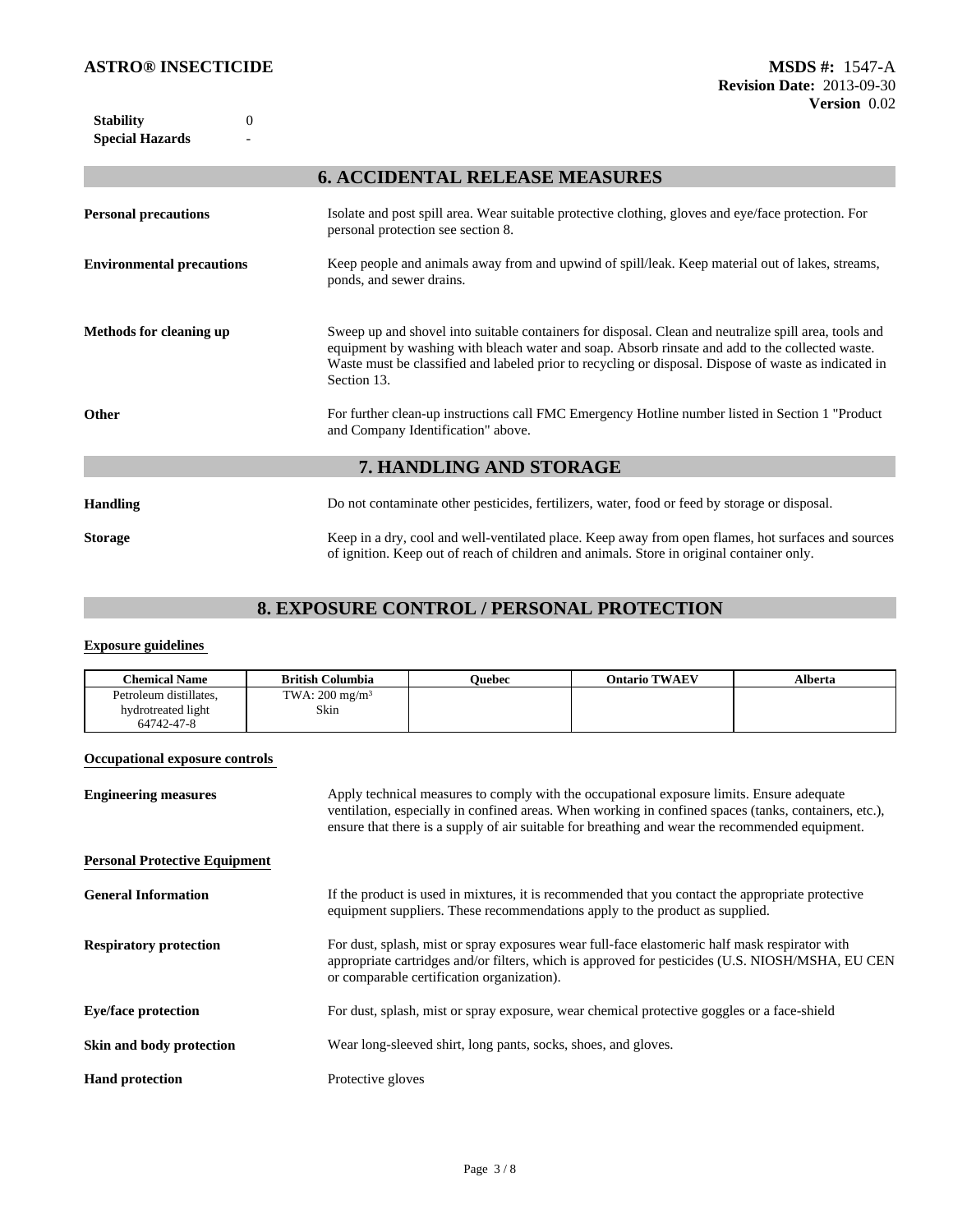| | |
|---|---|
| **Stability** | 0 |
| **Special Hazards** | - |

## 6. ACCIDENTAL RELEASE MEASURES

**Personal precautions**
Isolate and post spill area. Wear suitable protective clothing, gloves and eye/face protection. For personal protection see section 8.

**Environmental precautions**
Keep people and animals away from and upwind of spill/leak. Keep material out of lakes, streams, ponds, and sewer drains.

**Methods for cleaning up**
Sweep up and shovel into suitable containers for disposal. Clean and neutralize spill area, tools and equipment by washing with bleach water and soap. Absorb rinsate and add to the collected waste. Waste must be classified and labeled prior to recycling or disposal. Dispose of waste as indicated in Section 13.

**Other**
For further clean-up instructions call FMC Emergency Hotline number listed in Section 1 "Product and Company Identification" above.

## 7. HANDLING AND STORAGE

**Handling**
Do not contaminate other pesticides, fertilizers, water, food or feed by storage or disposal.

**Storage**
Keep in a dry, cool and well-ventilated place. Keep away from open flames, hot surfaces and sources of ignition. Keep out of reach of children and animals. Store in original container only.

## 8. EXPOSURE CONTROL / PERSONAL PROTECTION

**Exposure guidelines**

| Chemical Name | British Columbia | Quebec | Ontario TWAEV | Alberta |
|---|---|---|---|---|
| Petroleum distillates, hydrotreated light 64742-47-8 | TWA: 200 mg/m³ Skin | | | |

**Occupational exposure controls**

**Engineering measures**
Apply technical measures to comply with the occupational exposure limits. Ensure adequate ventilation, especially in confined areas. When working in confined spaces (tanks, containers, etc.), ensure that there is a supply of air suitable for breathing and wear the recommended equipment.

**Personal Protective Equipment**

**General Information**
If the product is used in mixtures, it is recommended that you contact the appropriate protective equipment suppliers. These recommendations apply to the product as supplied.

**Respiratory protection**
For dust, splash, mist or spray exposures wear full-face elastomeric half mask respirator with appropriate cartridges and/or filters, which is approved for pesticides (U.S. NIOSH/MSHA, EU CEN or comparable certification organization).

**Eye/face protection**
For dust, splash, mist or spray exposure, wear chemical protective goggles or a face-shield

**Skin and body protection**
Wear long-sleeved shirt, long pants, socks, shoes, and gloves.

**Hand protection**
Protective gloves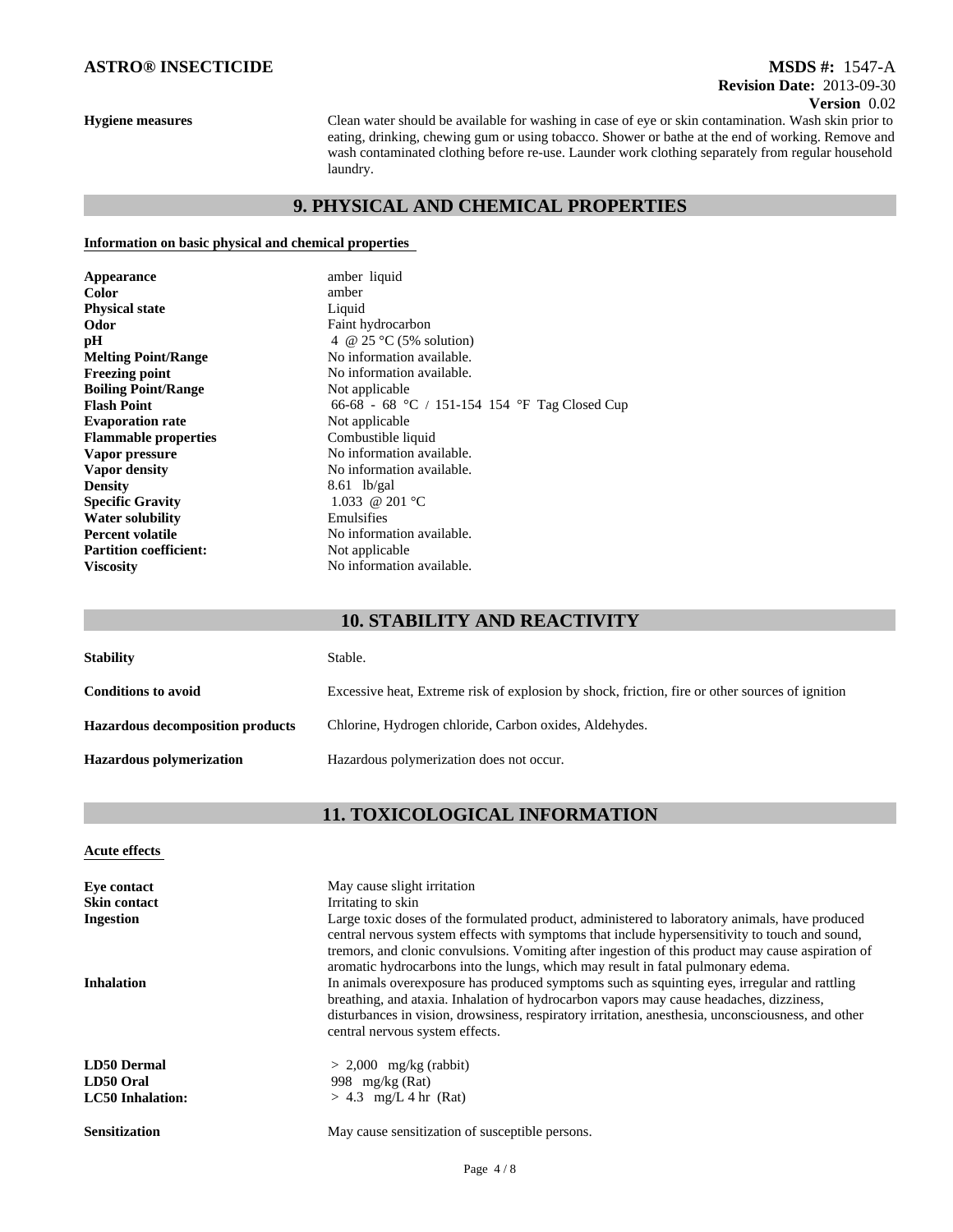**Hygiene measures** Clean water should be available for washing in case of eye or skin contamination. Wash skin prior to eating, drinking, chewing gum or using tobacco. Shower or bathe at the end of working. Remove and wash contaminated clothing before re-use. Launder work clothing separately from regular household laundry.

## 9. PHYSICAL AND CHEMICAL PROPERTIES

**Information on basic physical and chemical properties**

| | |
|---|---|
| **Appearance** | amber liquid |
| **Color** | amber |
| **Physical state** | Liquid |
| **Odor** | Faint hydrocarbon |
| **pH** | 4 @ 25 °C (5% solution) |
| **Melting Point/Range** | No information available. |
| **Freezing point** | No information available. |
| **Boiling Point/Range** | Not applicable |
| **Flash Point** | 66-68 - 68 °C / 151-154 154 °F Tag Closed Cup |
| **Evaporation rate** | Not applicable |
| **Flammable properties** | Combustible liquid |
| **Vapor pressure** | No information available. |
| **Vapor density** | No information available. |
| **Density** | 8.61 lb/gal |
| **Specific Gravity** | 1.033 @ 201 °C |
| **Water solubility** | Emulsifies |
| **Percent volatile** | No information available. |
| **Partition coefficient:** | Not applicable |
| **Viscosity** | No information available. |

## 10. STABILITY AND REACTIVITY

| | |
|---|---|
| **Stability** | Stable. |
| **Conditions to avoid** | Excessive heat, Extreme risk of explosion by shock, friction, fire or other sources of ignition |
| **Hazardous decomposition products** | Chlorine, Hydrogen chloride, Carbon oxides, Aldehydes. |
| **Hazardous polymerization** | Hazardous polymerization does not occur. |

## 11. TOXICOLOGICAL INFORMATION

**Acute effects**

| | |
|---|---|
| **Eye contact** | May cause slight irritation |
| **Skin contact** | Irritating to skin |
| **Ingestion** | Large toxic doses of the formulated product, administered to laboratory animals, have produced central nervous system effects with symptoms that include hypersensitivity to touch and sound, tremors, and clonic convulsions. Vomiting after ingestion of this product may cause aspiration of aromatic hydrocarbons into the lungs, which may result in fatal pulmonary edema. |
| **Inhalation** | In animals overexposure has produced symptoms such as squinting eyes, irregular and rattling breathing, and ataxia. Inhalation of hydrocarbon vapors may cause headaches, dizziness, disturbances in vision, drowsiness, respiratory irritation, anesthesia, unconsciousness, and other central nervous system effects. |

| | |
|---|---|
| **LD50 Dermal** | > 2,000 mg/kg (rabbit) |
| **LD50 Oral** | 998 mg/kg (Rat) |
| **LC50 Inhalation:** | > 4.3 mg/L 4 hr (Rat) |

**Sensitization** May cause sensitization of susceptible persons.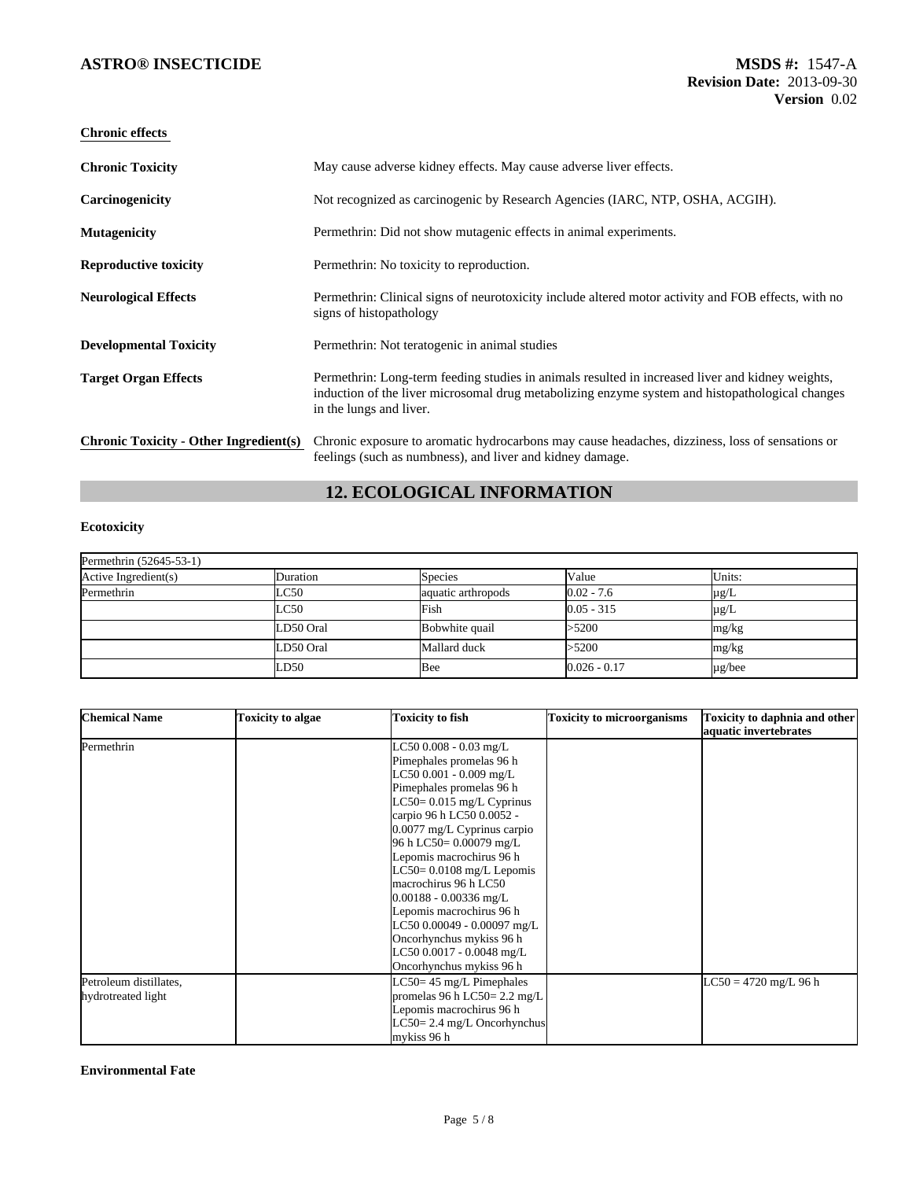**Chronic effects**

**Chronic Toxicity** May cause adverse kidney effects. May cause adverse liver effects.

**Carcinogenicity** Not recognized as carcinogenic by Research Agencies (IARC, NTP, OSHA, ACGIH).

**Mutagenicity** Permethrin: Did not show mutagenic effects in animal experiments.

**Reproductive toxicity** Permethrin: No toxicity to reproduction.

**Neurological Effects** Permethrin: Clinical signs of neurotoxicity include altered motor activity and FOB effects, with no signs of histopathology

**Developmental Toxicity** Permethrin: Not teratogenic in animal studies

**Target Organ Effects** Permethrin: Long-term feeding studies in animals resulted in increased liver and kidney weights, induction of the liver microsomal drug metabolizing enzyme system and histopathological changes in the lungs and liver.

**Chronic Toxicity - Other Ingredient(s)** Chronic exposure to aromatic hydrocarbons may cause headaches, dizziness, loss of sensations or feelings (such as numbness), and liver and kidney damage.

## 12. ECOLOGICAL INFORMATION

**Ecotoxicity**

| Permethrin (52645-53-1) | | | | |
|---|---|---|---|---|
| Active Ingredient(s) | Duration | Species | Value | Units: |
| Permethrin | LC50 | aquatic arthropods | 0.02 - 7.6 | µg/L |
| | LC50 | Fish | 0.05 - 315 | µg/L |
| | LD50 Oral | Bobwhite quail | >5200 | mg/kg |
| | LD50 Oral | Mallard duck | >5200 | mg/kg |
| | LD50 | Bee | 0.026 - 0.17 | µg/bee |

| Chemical Name | Toxicity to algae | Toxicity to fish | Toxicity to microorganisms | Toxicity to daphnia and other aquatic invertebrates |
|---|---|---|---|---|
| Permethrin | | LC50 0.008 - 0.03 mg/L Pimephales promelas 96 h LC50 0.001 - 0.009 mg/L Pimephales promelas 96 h LC50= 0.015 mg/L Cyprinus carpio 96 h LC50 0.0052 - 0.0077 mg/L Cyprinus carpio 96 h LC50= 0.00079 mg/L Lepomis macrochirus 96 h LC50= 0.0108 mg/L Lepomis macrochirus 96 h LC50 0.00188 - 0.00336 mg/L Lepomis macrochirus 96 h LC50 0.00049 - 0.00097 mg/L Oncorhynchus mykiss 96 h LC50 0.0017 - 0.0048 mg/L Oncorhynchus mykiss 96 h | | |
| Petroleum distillates, hydrotreated light | | LC50= 45 mg/L Pimephales promelas 96 h LC50= 2.2 mg/L Lepomis macrochirus 96 h LC50= 2.4 mg/L Oncorhynchus mykiss 96 h | | LC50 = 4720 mg/L 96 h |

**Environmental Fate**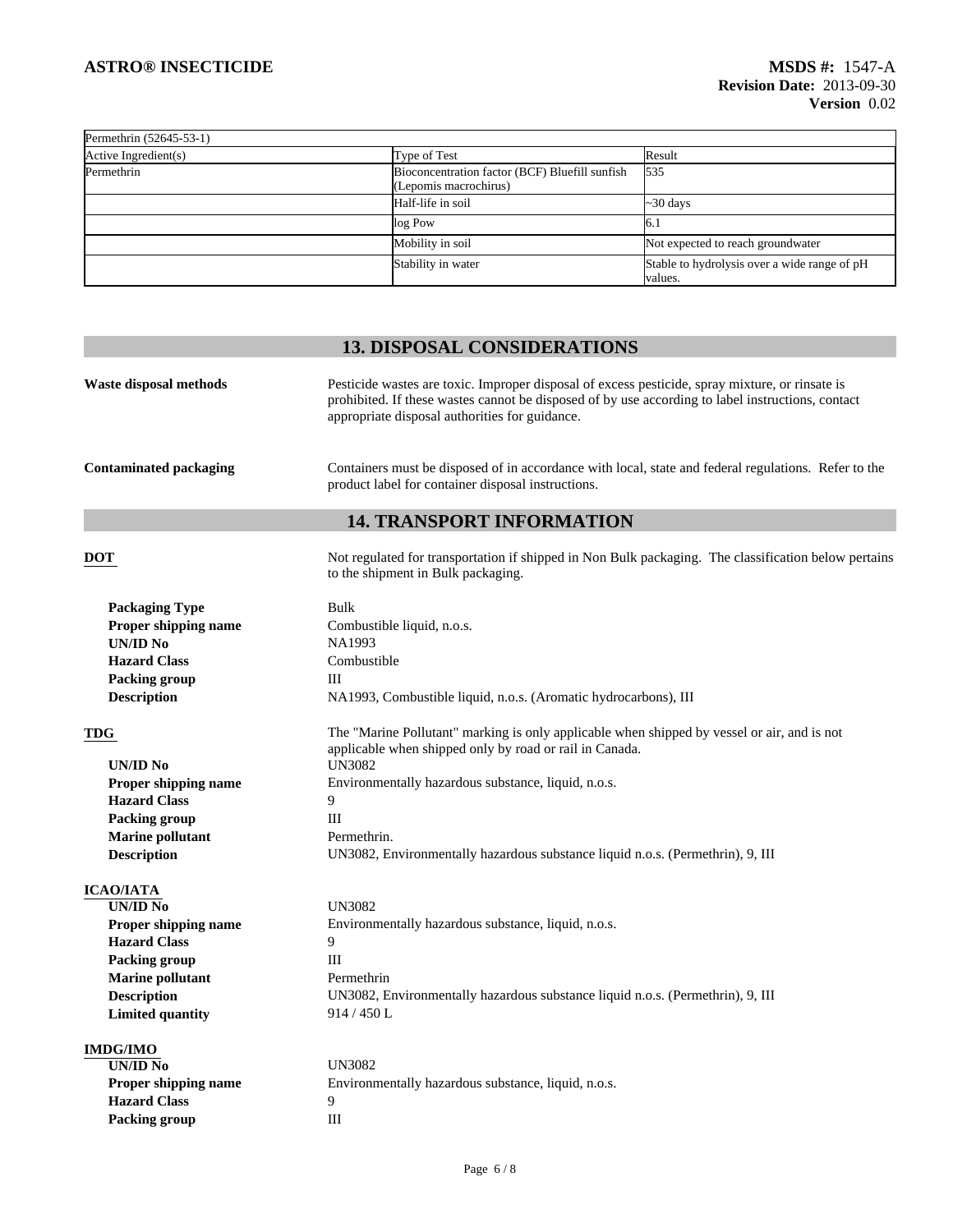| Permethrin (52645-53-1) | | |
|---|---|---|
| Active Ingredient(s) | Type of Test | Result |
| Permethrin | Bioconcentration factor (BCF) Bluefill sunfish (Lepomis macrochirus) | 535 |
| | Half-life in soil | ~30 days |
| | log Pow | 6.1 |
| | Mobility in soil | Not expected to reach groundwater |
| | Stability in water | Stable to hydrolysis over a wide range of pH values. |

## 13. DISPOSAL CONSIDERATIONS

**Waste disposal methods** Pesticide wastes are toxic. Improper disposal of excess pesticide, spray mixture, or rinsate is prohibited. If these wastes cannot be disposed of by use according to label instructions, contact appropriate disposal authorities for guidance.

**Contaminated packaging** Containers must be disposed of in accordance with local, state and federal regulations. Refer to the product label for container disposal instructions.

## 14. TRANSPORT INFORMATION

**DOT** Not regulated for transportation if shipped in Non Bulk packaging. The classification below pertains to the shipment in Bulk packaging.

- **Packaging Type** Bulk
- **Proper shipping name** Combustible liquid, n.o.s.
- **UN/ID No** NA1993
- **Hazard Class** Combustible
- **Packing group** III
- **Description** NA1993, Combustible liquid, n.o.s. (Aromatic hydrocarbons), III

**TDG** The "Marine Pollutant" marking is only applicable when shipped by vessel or air, and is not applicable when shipped only by road or rail in Canada.

- **UN/ID No** UN3082
- **Proper shipping name** Environmentally hazardous substance, liquid, n.o.s.
- **Hazard Class** 9
- **Packing group** III
- **Marine pollutant** Permethrin.
- **Description** UN3082, Environmentally hazardous substance liquid n.o.s. (Permethrin), 9, III

**ICAO/IATA**

- **UN/ID No** UN3082
- **Proper shipping name** Environmentally hazardous substance, liquid, n.o.s.
- **Hazard Class** 9
- **Packing group** III
- **Marine pollutant** Permethrin
- **Description** UN3082, Environmentally hazardous substance liquid n.o.s. (Permethrin), 9, III
- **Limited quantity** 914 / 450 L

**IMDG/IMO**

- **UN/ID No** UN3082
- **Proper shipping name** Environmentally hazardous substance, liquid, n.o.s.
- **Hazard Class** 9
- **Packing group** III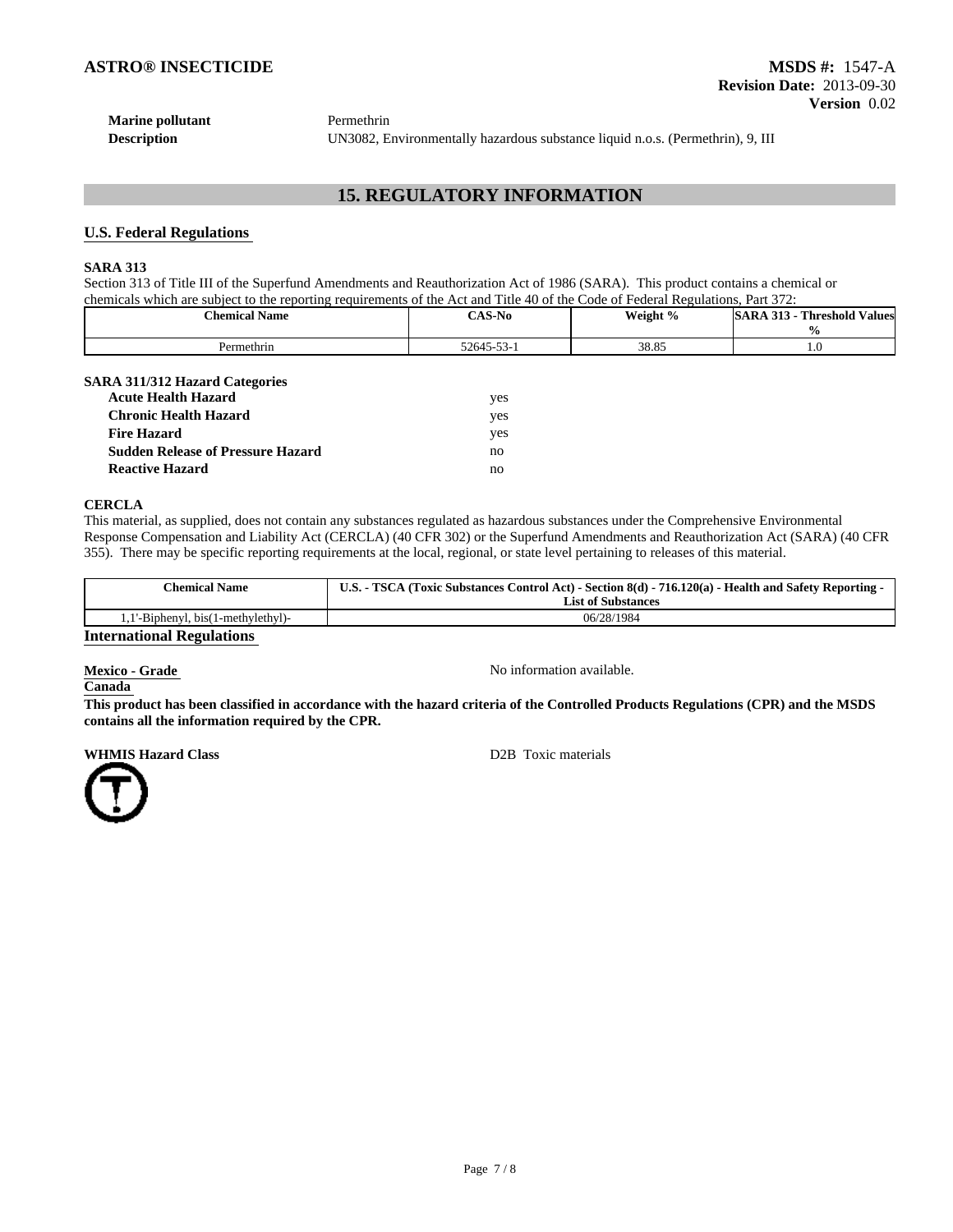**Marine pollutant** Permethrin
**Description** UN3082, Environmentally hazardous substance liquid n.o.s. (Permethrin), 9, III

## 15. REGULATORY INFORMATION

### U.S. Federal Regulations

**SARA 313**

Section 313 of Title III of the Superfund Amendments and Reauthorization Act of 1986 (SARA). This product contains a chemical or chemicals which are subject to the reporting requirements of the Act and Title 40 of the Code of Federal Regulations, Part 372:

| Chemical Name | CAS-No | Weight % | SARA 313 - Threshold Values % |
|---|---|---|---|
| Permethrin | 52645-53-1 | 38.85 | 1.0 |

**SARA 311/312 Hazard Categories**

| | |
|---|---|
| **Acute Health Hazard** | yes |
| **Chronic Health Hazard** | yes |
| **Fire Hazard** | yes |
| **Sudden Release of Pressure Hazard** | no |
| **Reactive Hazard** | no |

**CERCLA**

This material, as supplied, does not contain any substances regulated as hazardous substances under the Comprehensive Environmental Response Compensation and Liability Act (CERCLA) (40 CFR 302) or the Superfund Amendments and Reauthorization Act (SARA) (40 CFR 355). There may be specific reporting requirements at the local, regional, or state level pertaining to releases of this material.

| Chemical Name | U.S. - TSCA (Toxic Substances Control Act) - Section 8(d) - 716.120(a) - Health and Safety Reporting - List of Substances |
|---|---|
| 1,1'-Biphenyl, bis(1-methylethyl)- | 06/28/1984 |

### International Regulations

**Mexico - Grade** No information available.

**Canada**

**This product has been classified in accordance with the hazard criteria of the Controlled Products Regulations (CPR) and the MSDS contains all the information required by the CPR.**

**WHMIS Hazard Class** D2B Toxic materials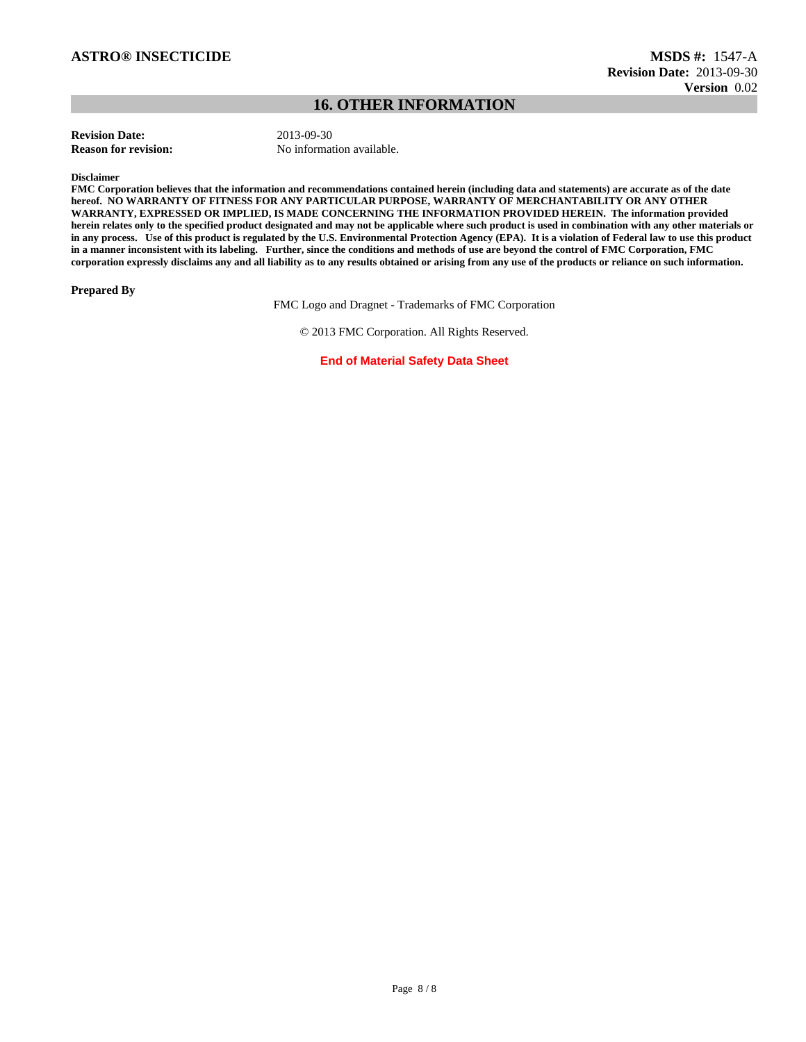## 16. OTHER INFORMATION

**Revision Date:** 2013-09-30
**Reason for revision:** No information available.

**Disclaimer**

**FMC Corporation believes that the information and recommendations contained herein (including data and statements) are accurate as of the date hereof. NO WARRANTY OF FITNESS FOR ANY PARTICULAR PURPOSE, WARRANTY OF MERCHANTABILITY OR ANY OTHER WARRANTY, EXPRESSED OR IMPLIED, IS MADE CONCERNING THE INFORMATION PROVIDED HEREIN. The information provided herein relates only to the specified product designated and may not be applicable where such product is used in combination with any other materials or in any process. Use of this product is regulated by the U.S. Environmental Protection Agency (EPA). It is a violation of Federal law to use this product in a manner inconsistent with its labeling. Further, since the conditions and methods of use are beyond the control of FMC Corporation, FMC corporation expressly disclaims any and all liability as to any results obtained or arising from any use of the products or reliance on such information.**

**Prepared By**

FMC Logo and Dragnet - Trademarks of FMC Corporation

© 2013 FMC Corporation. All Rights Reserved.

**End of Material Safety Data Sheet**